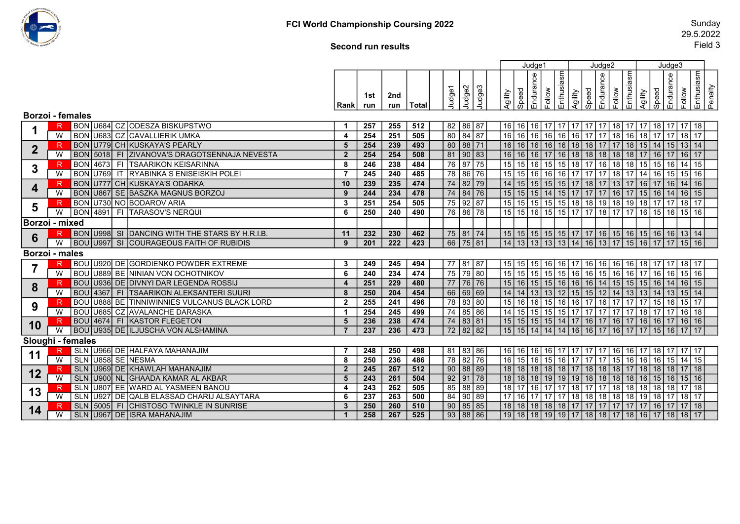# FCI World Championship Coursing 2022

## Second run results

Sunday 29.5.2022 Field 3

| Pair | Coat | Breed | Lic. | Country | Name | Rank | 1st run | 2nd run | Total | Judge1 | Judge2 | Judge3 | J1 Agility | J1 Speed | J1 Endurance | J1 Follow | J1 Enthusiasm | J2 Agility | J2 Speed | J2 Endurance | J2 Follow | J2 Enthusiasm | J3 Agility | J3 Speed | J3 Endurance | J3 Follow | J3 Enthusiasm | Penalty |
|---|---|---|---|---|---|---|---|---|---|---|---|---|---|---|---|---|---|---|---|---|---|---|---|---|---|---|---|---|
| **Borzoi - females** | | | | | | | | | | | | | | | | | | | | | | | | | | | | |
| 1 | R | BON | U684 | CZ | ODESZA BISKUPSTWO | 1 | 257 | 255 | 512 | 82 | 86 | 87 | 16 | 16 | 16 | 17 | 17 | 17 | 17 | 17 | 18 | 17 | 17 | 18 | 17 | 17 | 18 | |
| | W | BON | U683 | CZ | CAVALLIERIK UMKA | 4 | 254 | 251 | 505 | 80 | 84 | 87 | 16 | 16 | 16 | 16 | 16 | 16 | 17 | 17 | 18 | 16 | 18 | 17 | 17 | 18 | 17 | |
| 2 | R | BON | U779 | CH | KUSKAYA'S PEARLY | 5 | 254 | 239 | 493 | 80 | 88 | 71 | 16 | 16 | 16 | 16 | 16 | 18 | 18 | 17 | 17 | 18 | 15 | 14 | 15 | 13 | 14 | |
| | W | BON | 5018 | FI | ZIVANOVA'S DRAGOTSENNAJA NEVESTA | 2 | 254 | 254 | 508 | 81 | 90 | 83 | 16 | 16 | 16 | 17 | 16 | 18 | 18 | 18 | 18 | 18 | 17 | 16 | 17 | 16 | 17 | |
| 3 | R | BON | 4673 | FI | TSAARIKON KEISARINNA | 8 | 246 | 238 | 484 | 76 | 87 | 75 | 15 | 15 | 16 | 15 | 15 | 18 | 17 | 16 | 18 | 18 | 15 | 15 | 16 | 14 | 15 | |
| | W | BON | U769 | IT | RYABINKA S ENISEISKIH POLEI | 7 | 245 | 240 | 485 | 78 | 86 | 76 | 15 | 15 | 16 | 16 | 16 | 17 | 17 | 17 | 18 | 17 | 14 | 16 | 15 | 15 | 16 | |
| 4 | R | BON | U777 | CH | KUSKAYA'S ODARKA | 10 | 239 | 235 | 474 | 74 | 82 | 79 | 14 | 15 | 15 | 15 | 15 | 17 | 18 | 17 | 13 | 17 | 16 | 17 | 16 | 14 | 16 | |
| | W | BON | U867 | SE | BASZKA MAGNUS BORZOJ | 9 | 244 | 234 | 478 | 74 | 84 | 76 | 15 | 15 | 15 | 14 | 15 | 17 | 17 | 17 | 16 | 17 | 15 | 16 | 14 | 16 | 15 | |
| 5 | R | BON | U730 | NO | BODAROV ARIA | 3 | 251 | 254 | 505 | 75 | 92 | 87 | 15 | 15 | 15 | 15 | 15 | 18 | 18 | 19 | 18 | 19 | 18 | 17 | 17 | 18 | 17 | |
| | W | BON | 4891 | FI | TARASOV'S NERQUI | 6 | 250 | 240 | 490 | 76 | 86 | 78 | 15 | 15 | 16 | 15 | 15 | 17 | 17 | 18 | 17 | 17 | 16 | 15 | 16 | 15 | 16 | |
| **Borzoi - mixed** | | | | | | | | | | | | | | | | | | | | | | | | | | | | |
| 6 | R | BON | U998 | SI | DANCING WITH THE STARS BY H.R.I.B. | 11 | 232 | 230 | 462 | 75 | 81 | 74 | 15 | 15 | 15 | 15 | 15 | 17 | 17 | 16 | 15 | 16 | 15 | 16 | 16 | 13 | 14 | |
| | W | BOU | U997 | SI | COURAGEOUS FAITH OF RUBIDIS | 9 | 201 | 222 | 423 | 66 | 75 | 81 | 14 | 13 | 13 | 13 | 13 | 14 | 16 | 13 | 17 | 15 | 16 | 17 | 17 | 15 | 16 | |
| **Borzoi - males** | | | | | | | | | | | | | | | | | | | | | | | | | | | | |
| 7 | R | BOU | U920 | DE | GORDIENKO POWDER EXTREME | 3 | 249 | 245 | 494 | 77 | 81 | 87 | 15 | 15 | 15 | 16 | 16 | 17 | 16 | 16 | 16 | 16 | 18 | 17 | 17 | 18 | 17 | |
| | W | BOU | U889 | BE | NINIAN VON OCHOTNIKOV | 6 | 240 | 234 | 474 | 75 | 79 | 80 | 15 | 15 | 15 | 15 | 15 | 16 | 16 | 15 | 16 | 16 | 17 | 16 | 16 | 15 | 16 | |
| 8 | R | BOU | U936 | DE | DIVNYI DAR LEGENDA ROSSIJ | 4 | 251 | 229 | 480 | 77 | 76 | 76 | 15 | 16 | 15 | 15 | 16 | 16 | 16 | 14 | 15 | 15 | 15 | 16 | 14 | 16 | 15 | |
| | W | BOU | 4367 | FI | TSAARIKON ALEKSANTERI SUURI | 8 | 250 | 204 | 454 | 66 | 69 | 69 | 14 | 14 | 13 | 13 | 12 | 15 | 15 | 12 | 14 | 13 | 13 | 14 | 13 | 15 | 14 | |
| 9 | R | BOU | U888 | BE | TINNIWINNIES VULCANUS BLACK LORD | 2 | 255 | 241 | 496 | 78 | 83 | 80 | 15 | 16 | 16 | 15 | 16 | 16 | 17 | 16 | 17 | 17 | 17 | 15 | 16 | 15 | 17 | |
| | W | BOU | U685 | CZ | AVALANCHE DARASKA | 1 | 254 | 245 | 499 | 74 | 85 | 86 | 14 | 15 | 15 | 15 | 15 | 17 | 17 | 17 | 17 | 17 | 18 | 17 | 17 | 16 | 18 | |
| 10 | R | BOU | 4674 | FI | KASTOR FLEGETON | 5 | 236 | 238 | 474 | 74 | 83 | 81 | 15 | 15 | 15 | 15 | 14 | 17 | 16 | 17 | 16 | 17 | 16 | 16 | 17 | 16 | 16 | |
| | W | BOU | U935 | DE | ILJUSCHA VON ALSHAMINA | 7 | 237 | 236 | 473 | 72 | 82 | 82 | 15 | 15 | 14 | 14 | 14 | 16 | 16 | 17 | 16 | 17 | 17 | 15 | 16 | 17 | 17 | |
| **Sloughi - females** | | | | | | | | | | | | | | | | | | | | | | | | | | | | |
| 11 | R | SLN | U966 | DE | HALFAYA MAHANAJIM | 7 | 248 | 250 | 498 | 81 | 83 | 86 | 16 | 16 | 16 | 16 | 17 | 17 | 17 | 17 | 16 | 16 | 17 | 18 | 17 | 17 | 17 | |
| | W | SLN | U858 | SE | NESMA | 8 | 250 | 236 | 486 | 78 | 82 | 76 | 16 | 15 | 16 | 15 | 16 | 17 | 17 | 17 | 15 | 16 | 16 | 16 | 15 | 14 | 15 | |
| 12 | R | SLN | U969 | DE | KHAWLAH MAHANAJIM | 2 | 245 | 267 | 512 | 90 | 88 | 89 | 18 | 18 | 18 | 18 | 18 | 17 | 18 | 18 | 18 | 17 | 18 | 18 | 18 | 17 | 18 | |
| | W | SLN | U900 | NL | GHAADA KAMAR AL AKBAR | 5 | 243 | 261 | 504 | 92 | 91 | 78 | 18 | 18 | 18 | 19 | 19 | 19 | 18 | 18 | 18 | 18 | 16 | 15 | 16 | 15 | 16 | |
| 13 | R | SLN | U807 | EE | WARD AL YASMEEN BANOU | 4 | 243 | 262 | 505 | 85 | 88 | 89 | 18 | 17 | 16 | 17 | 17 | 18 | 17 | 17 | 18 | 18 | 18 | 18 | 18 | 17 | 18 | |
| | W | SLN | U927 | DE | QALB ELASSAD CHARIJ ALSAYTARA | 6 | 237 | 263 | 500 | 84 | 90 | 89 | 17 | 16 | 17 | 17 | 17 | 18 | 18 | 18 | 18 | 18 | 19 | 18 | 17 | 18 | 17 | |
| 14 | R | SLN | 5005 | FI | CHISTOSO TWINKLE IN SUNRISE | 3 | 250 | 260 | 510 | 90 | 85 | 85 | 18 | 18 | 18 | 18 | 18 | 17 | 17 | 17 | 17 | 17 | 17 | 16 | 17 | 17 | 18 | |
| | W | SLN | U967 | DE | ISRA MAHANAJIM | 1 | 258 | 267 | 525 | 93 | 88 | 86 | 19 | 18 | 18 | 19 | 19 | 17 | 18 | 18 | 17 | 18 | 16 | 17 | 18 | 18 | 17 | |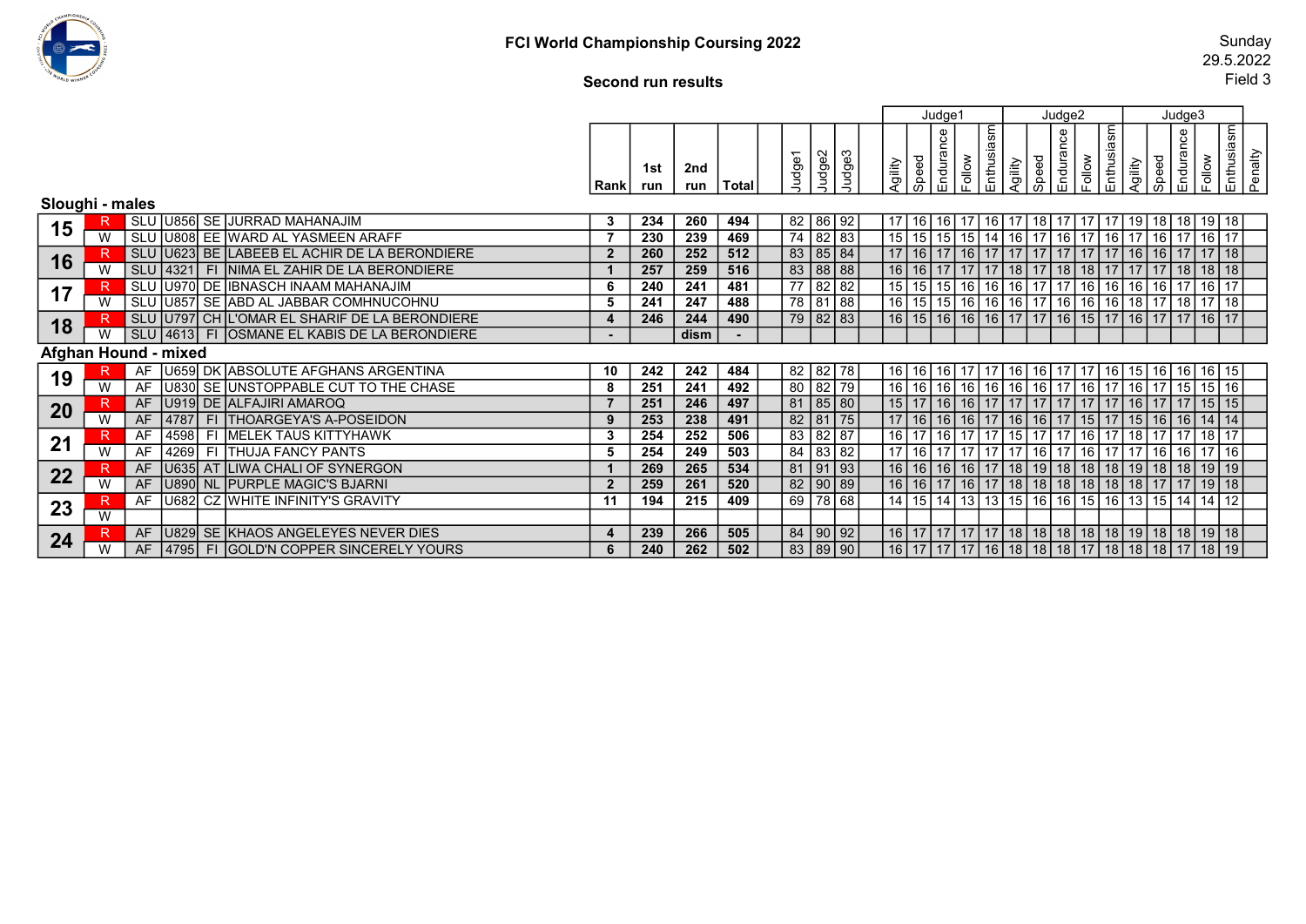# FCI World Championship Coursing 2022

Sunday
29.5.2022
Field 3

## Second run results

| | | | | | | Rank | 1st run | 2nd run | Total | Judge1 | Judge2 | Judge3 | Judge1 Agility | Judge1 Speed | Judge1 Endurance | Judge1 Follow | Judge1 Enthusiasm | Judge2 Agility | Judge2 Speed | Judge2 Endurance | Judge2 Follow | Judge2 Enthusiasm | Judge3 Agility | Judge3 Speed | Judge3 Endurance | Judge3 Follow | Judge3 Enthusiasm | Penalty |
|---|---|---|---|---|---|---|---|---|---|---|---|---|---|---|---|---|---|---|---|---|---|---|---|---|---|---|---|---|
| **Sloughi - males** | | | | | | | | | | | | | | | | | | | | | | | | | | | | |
| 15 | R | SLU | U856 | SE | JURRAD MAHANAJIM | 3 | 234 | 260 | 494 | 82 | 86 | 92 | 17 | 16 | 16 | 17 | 16 | 17 | 18 | 17 | 17 | 17 | 19 | 18 | 18 | 19 | 18 | |
| | W | SLU | U808 | EE | WARD AL YASMEEN ARAFF | 7 | 230 | 239 | 469 | 74 | 82 | 83 | 15 | 15 | 15 | 15 | 14 | 16 | 17 | 16 | 17 | 16 | 17 | 16 | 17 | 16 | 17 | |
| 16 | R | SLU | U623 | BE | LABEEB EL ACHIR DE LA BERONDIERE | 2 | 260 | 252 | 512 | 83 | 85 | 84 | 17 | 16 | 17 | 16 | 17 | 17 | 17 | 17 | 17 | 17 | 16 | 16 | 17 | 17 | 18 | |
| | W | SLU | 4321 | FI | NIMA EL ZAHIR DE LA BERONDIERE | 1 | 257 | 259 | 516 | 83 | 88 | 88 | 16 | 16 | 17 | 17 | 17 | 18 | 17 | 18 | 18 | 17 | 17 | 17 | 18 | 18 | 18 | |
| 17 | R | SLU | U970 | DE | IBNASCH INAAM MAHANAJIM | 6 | 240 | 241 | 481 | 77 | 82 | 82 | 15 | 15 | 15 | 16 | 16 | 16 | 17 | 17 | 16 | 16 | 16 | 16 | 17 | 16 | 17 | |
| | W | SLU | U857 | SE | ABD AL JABBAR COMHNUCOHNU | 5 | 241 | 247 | 488 | 78 | 81 | 88 | 16 | 15 | 15 | 16 | 16 | 16 | 17 | 16 | 16 | 16 | 18 | 17 | 18 | 17 | 18 | |
| 18 | R | SLU | U797 | CH | L'OMAR EL SHARIF DE LA BERONDIERE | 4 | 246 | 244 | 490 | 79 | 82 | 83 | 16 | 15 | 16 | 16 | 16 | 17 | 17 | 16 | 15 | 17 | 16 | 17 | 17 | 16 | 17 | |
| | W | SLU | 4613 | FI | OSMANE EL KABIS DE LA BERONDIERE | - | | dism | - | | | | | | | | | | | | | | | | | | | |
| **Afghan Hound - mixed** | | | | | | | | | | | | | | | | | | | | | | | | | | | | |
| 19 | R | AF | U659 | DK | ABSOLUTE AFGHANS ARGENTINA | 10 | 242 | 242 | 484 | 82 | 82 | 78 | 16 | 16 | 16 | 17 | 17 | 16 | 16 | 17 | 17 | 16 | 15 | 16 | 16 | 16 | 15 | |
| | W | AF | U830 | SE | UNSTOPPABLE CUT TO THE CHASE | 8 | 251 | 241 | 492 | 80 | 82 | 79 | 16 | 16 | 16 | 16 | 16 | 16 | 16 | 17 | 16 | 17 | 16 | 17 | 15 | 15 | 16 | |
| 20 | R | AF | U919 | DE | ALFAJIRI AMAROQ | 7 | 251 | 246 | 497 | 81 | 85 | 80 | 15 | 17 | 16 | 16 | 17 | 17 | 17 | 17 | 17 | 17 | 16 | 17 | 17 | 15 | 15 | |
| | W | AF | 4787 | FI | THOARGEYA'S A-POSEIDON | 9 | 253 | 238 | 491 | 82 | 81 | 75 | 17 | 16 | 16 | 16 | 17 | 16 | 16 | 17 | 15 | 17 | 15 | 16 | 16 | 14 | 14 | |
| 21 | R | AF | 4598 | FI | MELEK TAUS KITTYHAWK | 3 | 254 | 252 | 506 | 83 | 82 | 87 | 16 | 17 | 16 | 17 | 17 | 15 | 17 | 17 | 16 | 17 | 18 | 17 | 17 | 18 | 17 | |
| | W | AF | 4269 | FI | THUJA FANCY PANTS | 5 | 254 | 249 | 503 | 84 | 83 | 82 | 17 | 16 | 17 | 17 | 17 | 17 | 16 | 17 | 16 | 17 | 17 | 16 | 16 | 17 | 16 | |
| 22 | R | AF | U635 | AT | LIWA CHALI OF SYNERGON | 1 | 269 | 265 | 534 | 81 | 91 | 93 | 16 | 16 | 16 | 16 | 17 | 18 | 19 | 18 | 18 | 18 | 19 | 18 | 18 | 19 | 19 | |
| | W | AF | U890 | NL | PURPLE MAGIC'S BJARNI | 2 | 259 | 261 | 520 | 82 | 90 | 89 | 16 | 16 | 17 | 16 | 17 | 18 | 18 | 18 | 18 | 18 | 18 | 17 | 17 | 19 | 18 | |
| 23 | R | AF | U682 | CZ | WHITE INFINITY'S GRAVITY | 11 | 194 | 215 | 409 | 69 | 78 | 68 | 14 | 15 | 14 | 13 | 13 | 15 | 16 | 16 | 15 | 16 | 13 | 15 | 14 | 14 | 12 | |
| | W | | | | | | | | | | | | | | | | | | | | | | | | | | | |
| 24 | R | AF | U829 | SE | KHAOS ANGELEYES NEVER DIES | 4 | 239 | 266 | 505 | 84 | 90 | 92 | 16 | 17 | 17 | 17 | 17 | 18 | 18 | 18 | 18 | 18 | 19 | 18 | 18 | 19 | 18 | |
| | W | AF | 4795 | FI | GOLD'N COPPER SINCERELY YOURS | 6 | 240 | 262 | 502 | 83 | 89 | 90 | 16 | 17 | 17 | 17 | 16 | 18 | 18 | 18 | 17 | 18 | 18 | 18 | 17 | 18 | 19 | |